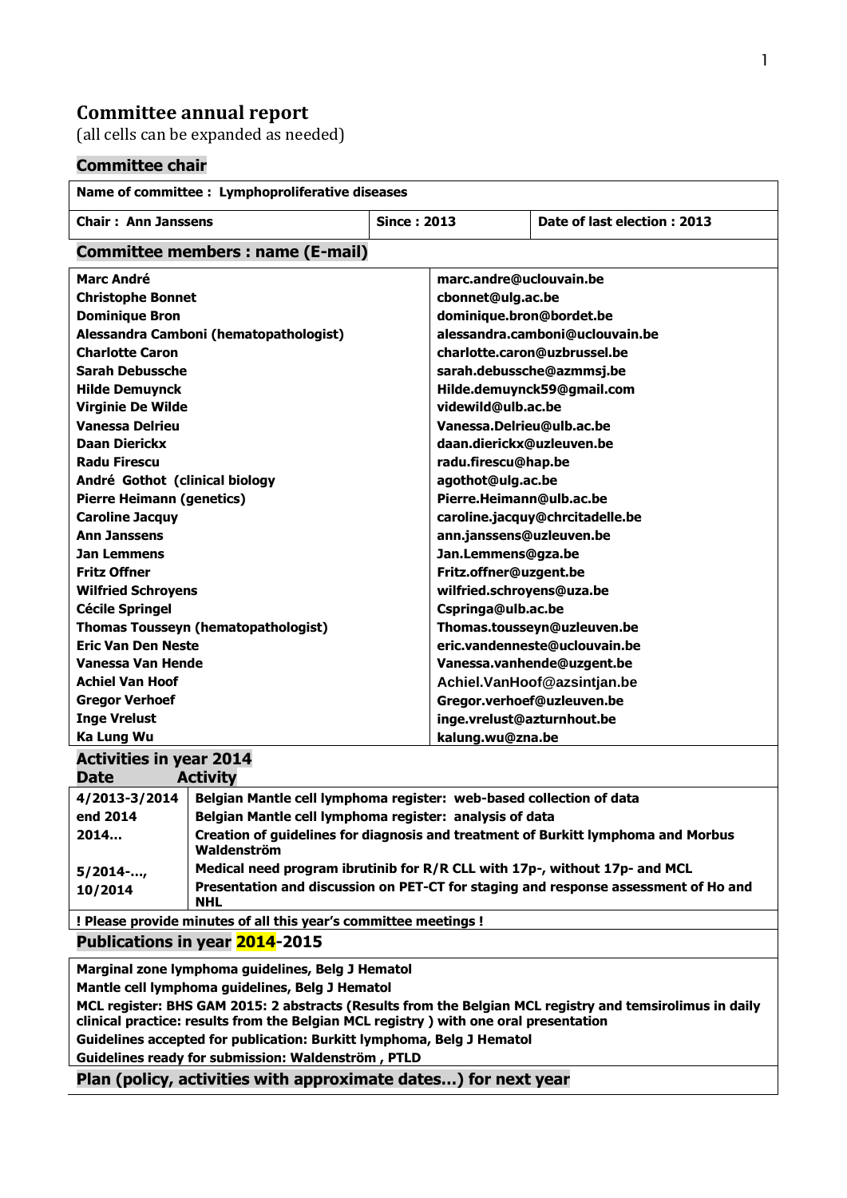# Committee annual report

(all cells can be expanded as needed)

## Committee chair

| Name of committee : Lymphoproliferative diseases | | |
|---|---|---|
| **Chair : Ann Janssens** | **Since : 2013** | **Date of last election : 2013** |

## Committee members : name (E-mail)

| Name | E-mail |
|---|---|
| **Marc André** | **marc.andre@uclouvain.be** |
| **Christophe Bonnet** | **cbonnet@ulg.ac.be** |
| **Dominique Bron** | **dominique.bron@bordet.be** |
| **Alessandra Camboni (hematopathologist)** | **alessandra.camboni@uclouvain.be** |
| **Charlotte Caron** | **charlotte.caron@uzbrussel.be** |
| **Sarah Debussche** | **sarah.debussche@azmmsj.be** |
| **Hilde Demuynck** | **Hilde.demuynck59@gmail.com** |
| **Virginie De Wilde** | **videwild@ulb.ac.be** |
| **Vanessa Delrieu** | **Vanessa.Delrieu@ulb.ac.be** |
| **Daan Dierickx** | **daan.dierickx@uzleuven.be** |
| **Radu Firescu** | **radu.firescu@hap.be** |
| **André Gothot (clinical biology** | **agothot@ulg.ac.be** |
| **Pierre Heimann (genetics)** | **Pierre.Heimann@ulb.ac.be** |
| **Caroline Jacquy** | **caroline.jacquy@chrcitadelle.be** |
| **Ann Janssens** | **ann.janssens@uzleuven.be** |
| **Jan Lemmens** | **Jan.Lemmens@gza.be** |
| **Fritz Offner** | **Fritz.offner@uzgent.be** |
| **Wilfried Schroyens** | **wilfried.schroyens@uza.be** |
| **Cécile Springel** | **Cspringa@ulb.ac.be** |
| **Thomas Tousseyn (hematopathologist)** | **Thomas.tousseyn@uzleuven.be** |
| **Eric Van Den Neste** | **eric.vandenneste@uclouvain.be** |
| **Vanessa Van Hende** | **Vanessa.vanhende@uzgent.be** |
| **Achiel Van Hoof** | **Achiel.VanHoof@azsintjan.be** |
| **Gregor Verhoef** | **Gregor.verhoef@uzleuven.be** |
| **Inge Vrelust** | **inge.vrelust@azturnhout.be** |
| **Ka Lung Wu** | **kalung.wu@zna.be** |

## Activities in year 2014

| Date | Activity |
|---|---|
| **4/2013-3/2014** | **Belgian Mantle cell lymphoma register: web-based collection of data** |
| **end 2014** | **Belgian Mantle cell lymphoma register: analysis of data** |
| **2014…** | **Creation of guidelines for diagnosis and treatment of Burkitt lymphoma and Morbus Waldenström** |
| **5/2014-…,** | **Medical need program ibrutinib for R/R CLL with 17p-, without 17p- and MCL** |
| **10/2014** | **Presentation and discussion on PET-CT for staging and response assessment of Ho and NHL** |

**! Please provide minutes of all this year's committee meetings !**

## Publications in year 2014-2015

**Marginal zone lymphoma guidelines, Belg J Hematol**

**Mantle cell lymphoma guidelines, Belg J Hematol**

**MCL register: BHS GAM 2015: 2 abstracts (Results from the Belgian MCL registry and temsirolimus in daily clinical practice: results from the Belgian MCL registry ) with one oral presentation**

**Guidelines accepted for publication: Burkitt lymphoma, Belg J Hematol**

**Guidelines ready for submission: Waldenström , PTLD**

## Plan (policy, activities with approximate dates…) for next year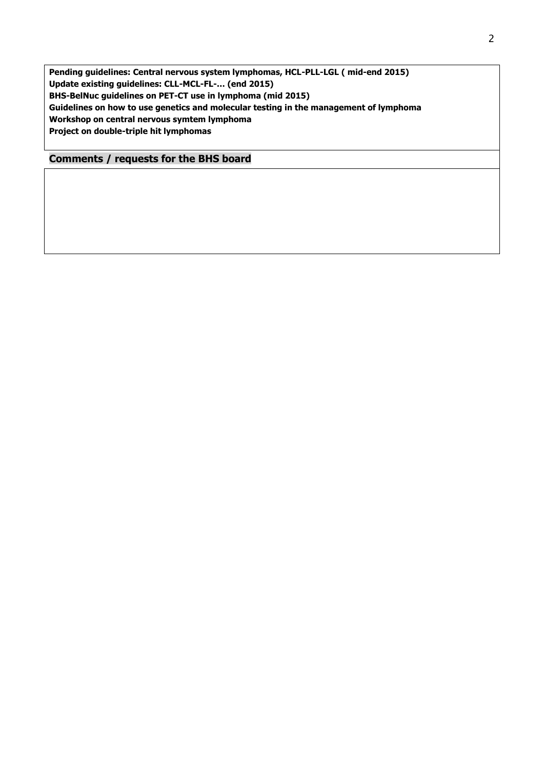**Pending guidelines: Central nervous system lymphomas, HCL-PLL-LGL ( mid-end 2015)**
**Update existing guidelines: CLL-MCL-FL-… (end 2015)**
**BHS-BelNuc guidelines on PET-CT use in lymphoma (mid 2015)**
**Guidelines on how to use genetics and molecular testing in the management of lymphoma**
**Workshop on central nervous symtem lymphoma**
**Project on double-triple hit lymphomas**

## Comments / requests for the BHS board